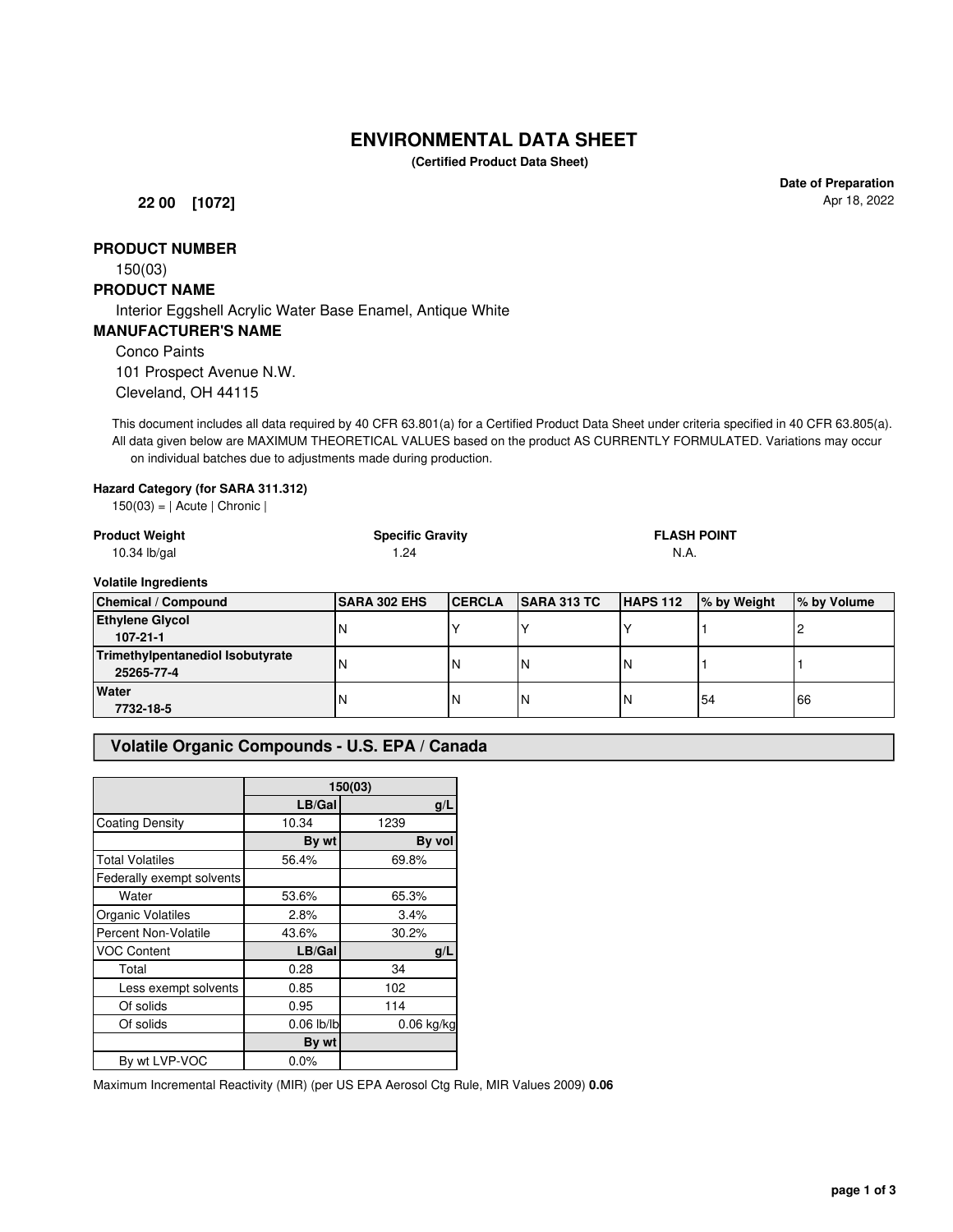# ENVIRONMENTAL DATA SHEET

**(Certified Product Data Sheet)**

**22 00 [1072]**

**Date of Preparation**
Apr 18, 2022

## PRODUCT NUMBER

150(03)

## PRODUCT NAME

Interior Eggshell Acrylic Water Base Enamel, Antique White

## MANUFACTURER'S NAME

Conco Paints
101 Prospect Avenue N.W.
Cleveland, OH 44115

This document includes all data required by 40 CFR 63.801(a) for a Certified Product Data Sheet under criteria specified in 40 CFR 63.805(a). All data given below are MAXIMUM THEORETICAL VALUES based on the product AS CURRENTLY FORMULATED. Variations may occur on individual batches due to adjustments made during production.

**Hazard Category (for SARA 311.312)**

150(03) = | Acute | Chronic |

| **Product Weight** | **Specific Gravity** | **FLASH POINT** |
|---|---|---|
| 10.34 lb/gal | 1.24 | N.A. |

**Volatile Ingredients**

| Chemical / Compound | SARA 302 EHS | CERCLA | SARA 313 TC | HAPS 112 | % by Weight | % by Volume |
|---|---|---|---|---|---|---|
| **Ethylene Glycol** **107-21-1** | N | Y | Y | Y | 1 | 2 |
| **Trimethylpentanediol Isobutyrate** **25265-77-4** | N | N | N | N | 1 | 1 |
| **Water** **7732-18-5** | N | N | N | N | 54 | 66 |

## Volatile Organic Compounds - U.S. EPA / Canada

| | 150(03) | |
|---|---|---|
| | **LB/Gal** | **g/L** |
| Coating Density | 10.34 | 1239 |
| | **By wt** | **By vol** |
| Total Volatiles | 56.4% | 69.8% |
| Federally exempt solvents | | |
| Water | 53.6% | 65.3% |
| Organic Volatiles | 2.8% | 3.4% |
| Percent Non-Volatile | 43.6% | 30.2% |
| VOC Content | **LB/Gal** | **g/L** |
| Total | 0.28 | 34 |
| Less exempt solvents | 0.85 | 102 |
| Of solids | 0.95 | 114 |
| Of solids | 0.06 lb/lb | 0.06 kg/kg |
| | **By wt** | |
| By wt LVP-VOC | 0.0% | |

Maximum Incremental Reactivity (MIR) (per US EPA Aerosol Ctg Rule, MIR Values 2009) **0.06**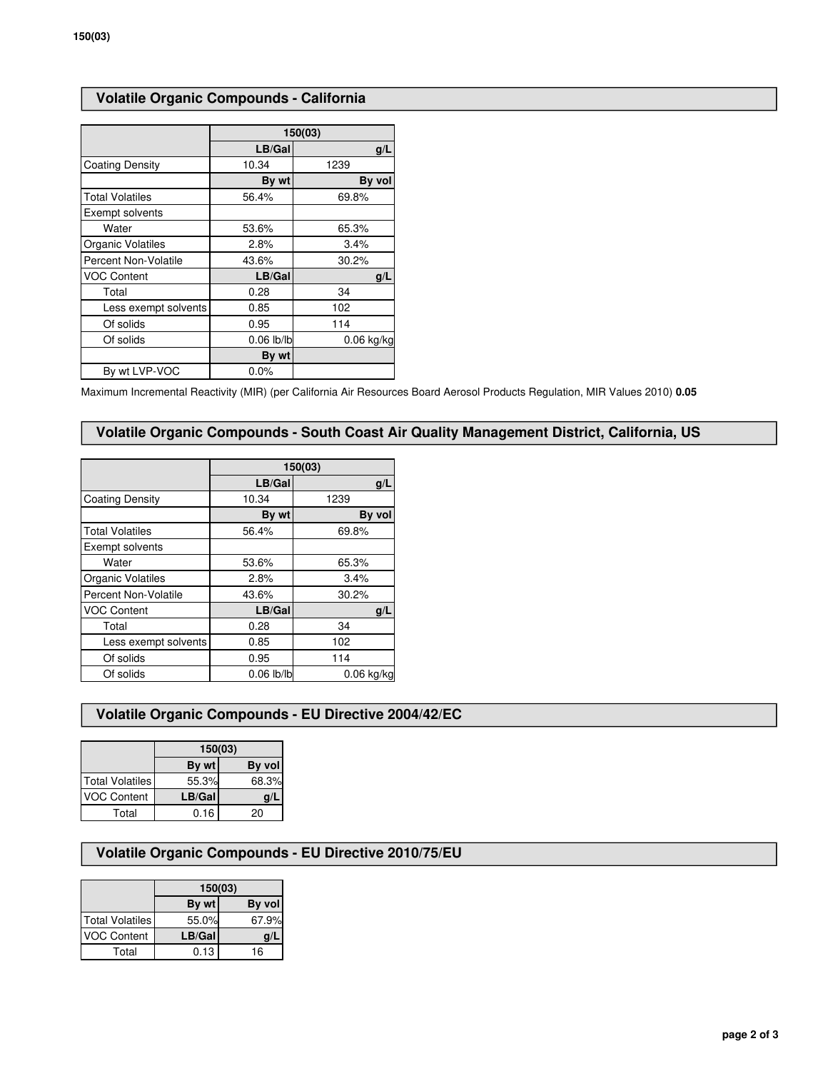## Volatile Organic Compounds - California

| | 150(03) | |
|---|---|---|
| | LB/Gal | g/L |
| Coating Density | 10.34 | 1239 |
| | By wt | By vol |
| Total Volatiles | 56.4% | 69.8% |
| Exempt solvents | | |
| Water | 53.6% | 65.3% |
| Organic Volatiles | 2.8% | 3.4% |
| Percent Non-Volatile | 43.6% | 30.2% |
| VOC Content | LB/Gal | g/L |
| Total | 0.28 | 34 |
| Less exempt solvents | 0.85 | 102 |
| Of solids | 0.95 | 114 |
| Of solids | 0.06 lb/lb | 0.06 kg/kg |
| | By wt | |
| By wt LVP-VOC | 0.0% | |

Maximum Incremental Reactivity (MIR) (per California Air Resources Board Aerosol Products Regulation, MIR Values 2010) **0.05**

## Volatile Organic Compounds - South Coast Air Quality Management District, California, US

| | 150(03) | |
|---|---|---|
| | LB/Gal | g/L |
| Coating Density | 10.34 | 1239 |
| | By wt | By vol |
| Total Volatiles | 56.4% | 69.8% |
| Exempt solvents | | |
| Water | 53.6% | 65.3% |
| Organic Volatiles | 2.8% | 3.4% |
| Percent Non-Volatile | 43.6% | 30.2% |
| VOC Content | LB/Gal | g/L |
| Total | 0.28 | 34 |
| Less exempt solvents | 0.85 | 102 |
| Of solids | 0.95 | 114 |
| Of solids | 0.06 lb/lb | 0.06 kg/kg |

## Volatile Organic Compounds - EU Directive 2004/42/EC

| | 150(03) | |
|---|---|---|
| | By wt | By vol |
| Total Volatiles | 55.3% | 68.3% |
| VOC Content | LB/Gal | g/L |
| Total | 0.16 | 20 |

## Volatile Organic Compounds - EU Directive 2010/75/EU

| | 150(03) | |
|---|---|---|
| | By wt | By vol |
| Total Volatiles | 55.0% | 67.9% |
| VOC Content | LB/Gal | g/L |
| Total | 0.13 | 16 |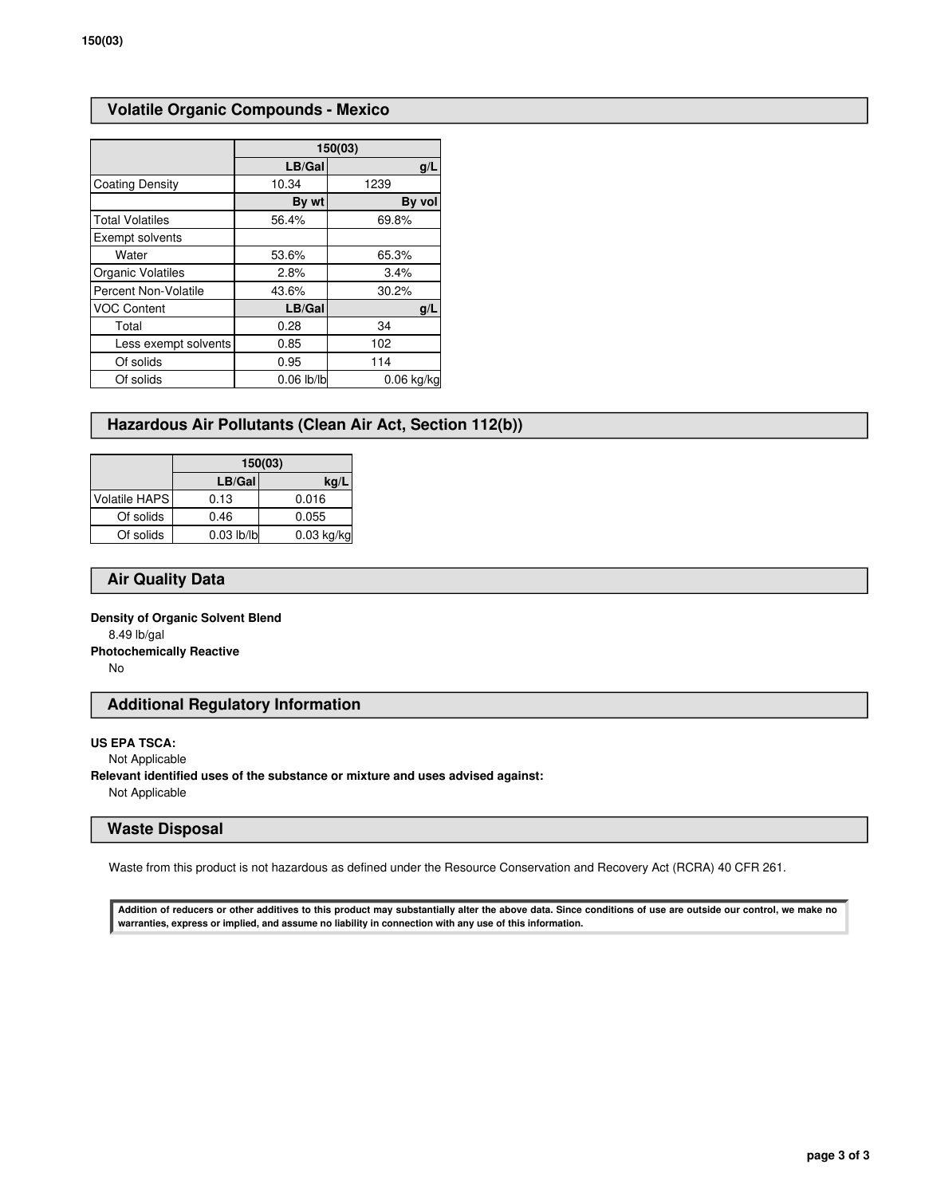## Volatile Organic Compounds - Mexico

| | 150(03) | |
|---|---|---|
| | LB/Gal | g/L |
| Coating Density | 10.34 | 1239 |
| | By wt | By vol |
| Total Volatiles | 56.4% | 69.8% |
| Exempt solvents | | |
| Water | 53.6% | 65.3% |
| Organic Volatiles | 2.8% | 3.4% |
| Percent Non-Volatile | 43.6% | 30.2% |
| VOC Content | LB/Gal | g/L |
| Total | 0.28 | 34 |
| Less exempt solvents | 0.85 | 102 |
| Of solids | 0.95 | 114 |
| Of solids | 0.06 lb/lb | 0.06 kg/kg |

## Hazardous Air Pollutants (Clean Air Act, Section 112(b))

| | 150(03) | |
|---|---|---|
| | LB/Gal | kg/L |
| Volatile HAPS | 0.13 | 0.016 |
| Of solids | 0.46 | 0.055 |
| Of solids | 0.03 lb/lb | 0.03 kg/kg |

## Air Quality Data

**Density of Organic Solvent Blend**

8.49 lb/gal

**Photochemically Reactive**

No

## Additional Regulatory Information

**US EPA TSCA:**

Not Applicable

**Relevant identified uses of the substance or mixture and uses advised against:**

Not Applicable

## Waste Disposal

Waste from this product is not hazardous as defined under the Resource Conservation and Recovery Act (RCRA) 40 CFR 261.

**Addition of reducers or other additives to this product may substantially alter the above data. Since conditions of use are outside our control, we make no warranties, express or implied, and assume no liability in connection with any use of this information.**